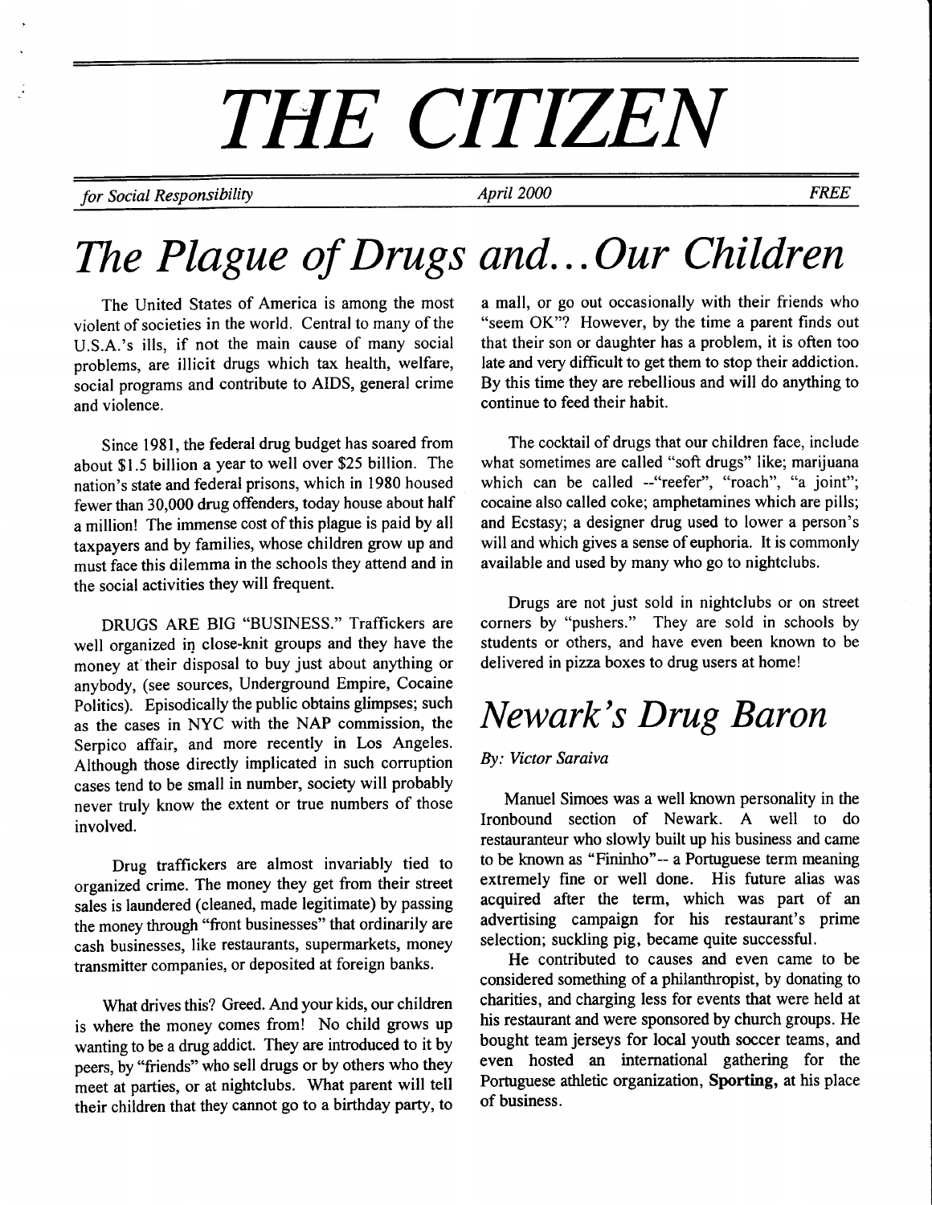# THE CITIZEN

*for Social Responsibility* — *April 2000* — *FREE*

# *The Plague of Drugs and...Our Children*

The United States of America is among the most violent of societies in the world. Central to many of the U.S.A.'s ills, if not the main cause of many social problems, are illicit drugs which tax health, welfare, social programs and contribute to AIDS, general crime and violence.

Since 1981, the federal drug budget has soared from about $1.5 billion a year to well over $25 billion. The nation's state and federal prisons, which in 1980 housed fewer than 30,000 drug offenders, today house about half a million! The immense cost of this plague is paid by all taxpayers and by families, whose children grow up and must face this dilemma in the schools they attend and in the social activities they will frequent.

DRUGS ARE BIG "BUSINESS." Traffickers are well organized in close-knit groups and they have the money at their disposal to buy just about anything or anybody, (see sources, Underground Empire, Cocaine Politics). Episodically the public obtains glimpses; such as the cases in NYC with the NAP commission, the Serpico affair, and more recently in Los Angeles. Although those directly implicated in such corruption cases tend to be small in number, society will probably never truly know the extent or true numbers of those involved.

Drug traffickers are almost invariably tied to organized crime. The money they get from their street sales is laundered (cleaned, made legitimate) by passing the money through "front businesses" that ordinarily are cash businesses, like restaurants, supermarkets, money transmitter companies, or deposited at foreign banks.

What drives this? Greed. And your kids, our children is where the money comes from! No child grows up wanting to be a drug addict. They are introduced to it by peers, by "friends" who sell drugs or by others who they meet at parties, or at nightclubs. What parent will tell their children that they cannot go to a birthday party, to a mall, or go out occasionally with their friends who "seem OK"? However, by the time a parent finds out that their son or daughter has a problem, it is often too late and very difficult to get them to stop their addiction. By this time they are rebellious and will do anything to continue to feed their habit.

The cocktail of drugs that our children face, include what sometimes are called "soft drugs" like; marijuana which can be called --"reefer", "roach", "a joint"; cocaine also called coke; amphetamines which are pills; and Ecstasy; a designer drug used to lower a person's will and which gives a sense of euphoria. It is commonly available and used by many who go to nightclubs.

Drugs are not just sold in nightclubs or on street corners by "pushers." They are sold in schools by students or others, and have even been known to be delivered in pizza boxes to drug users at home!

# *Newark's Drug Baron*

*By: Victor Saraiva*

Manuel Simoes was a well known personality in the Ironbound section of Newark. A well to do restauranteur who slowly built up his business and came to be known as "Fininho"-- a Portuguese term meaning extremely fine or well done. His future alias was acquired after the term, which was part of an advertising campaign for his restaurant's prime selection; suckling pig, became quite successful.

He contributed to causes and even came to be considered something of a philanthropist, by donating to charities, and charging less for events that were held at his restaurant and were sponsored by church groups. He bought team jerseys for local youth soccer teams, and even hosted an international gathering for the Portuguese athletic organization, **Sporting,** at his place of business.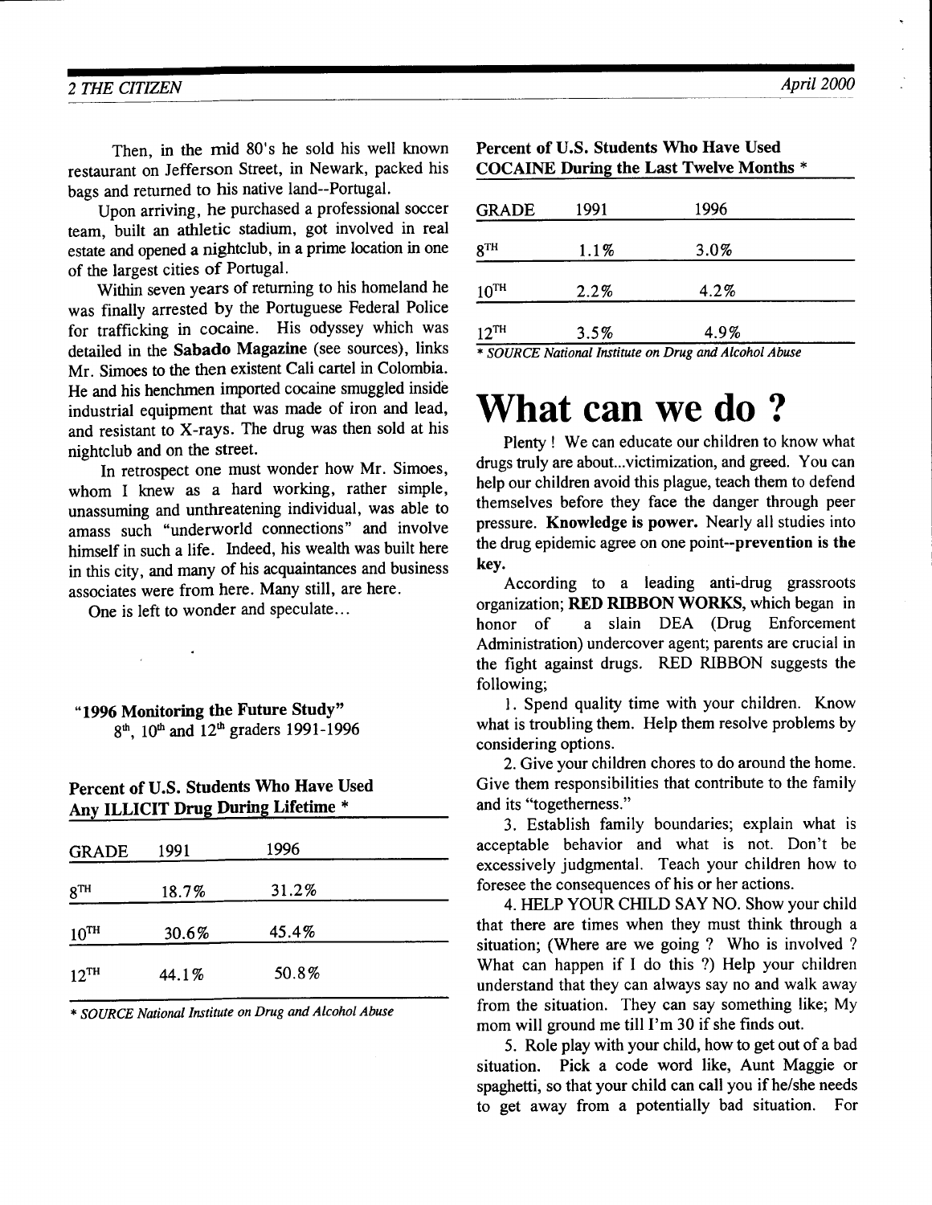Then, in the mid 80's he sold his well known restaurant on Jefferson Street, in Newark, packed his bags and returned to his native land--Portugal.

Upon arriving, he purchased a professional soccer team, built an athletic stadium, got involved in real estate and opened a nightclub, in a prime location in one of the largest cities of Portugal.

Within seven years of returning to his homeland he was finally arrested by the Portuguese Federal Police for trafficking in cocaine. His odyssey which was detailed in the **Sabado Magazine** (see sources), links Mr. Simoes to the then existent Cali cartel in Colombia. He and his henchmen imported cocaine smuggled inside industrial equipment that was made of iron and lead, and resistant to X-rays. The drug was then sold at his nightclub and on the street.

In retrospect one must wonder how Mr. Simoes, whom I knew as a hard working, rather simple, unassuming and unthreatening individual, was able to amass such "underworld connections" and involve himself in such a life. Indeed, his wealth was built here in this city, and many of his acquaintances and business associates were from here. Many still, are here.

One is left to wonder and speculate...

**"1996 Monitoring the Future Study"**
8th, 10th and 12th graders 1991-1996

**Percent of U.S. Students Who Have Used Any ILLICIT Drug During Lifetime ***

| GRADE | 1991 | 1996 |
|---|---|---|
| 8TH | 18.7% | 31.2% |
| 10TH | 30.6% | 45.4% |
| 12TH | 44.1% | 50.8% |

*\* SOURCE National Institute on Drug and Alcohol Abuse*

**Percent of U.S. Students Who Have Used COCAINE During the Last Twelve Months ***

| GRADE | 1991 | 1996 |
|---|---|---|
| 8TH | 1.1% | 3.0% |
| 10TH | 2.2% | 4.2% |
| 12TH | 3.5% | 4.9% |

*\* SOURCE National Institute on Drug and Alcohol Abuse*

# What can we do ?

Plenty ! We can educate our children to know what drugs truly are about...victimization, and greed. You can help our children avoid this plague, teach them to defend themselves before they face the danger through peer pressure. **Knowledge is power.** Nearly all studies into the drug epidemic agree on one point--**prevention is the key.**

According to a leading anti-drug grassroots organization; **RED RIBBON WORKS**, which began in honor of a slain DEA (Drug Enforcement Administration) undercover agent; parents are crucial in the fight against drugs. RED RIBBON suggests the following;

1. Spend quality time with your children. Know what is troubling them. Help them resolve problems by considering options.

2. Give your children chores to do around the home. Give them responsibilities that contribute to the family and its "togetherness."

3. Establish family boundaries; explain what is acceptable behavior and what is not. Don't be excessively judgmental. Teach your children how to foresee the consequences of his or her actions.

4. HELP YOUR CHILD SAY NO. Show your child that there are times when they must think through a situation; (Where are we going ? Who is involved ? What can happen if I do this ?) Help your children understand that they can always say no and walk away from the situation. They can say something like; My mom will ground me till I'm 30 if she finds out.

5. Role play with your child, how to get out of a bad situation. Pick a code word like, Aunt Maggie or spaghetti, so that your child can call you if he/she needs to get away from a potentially bad situation. For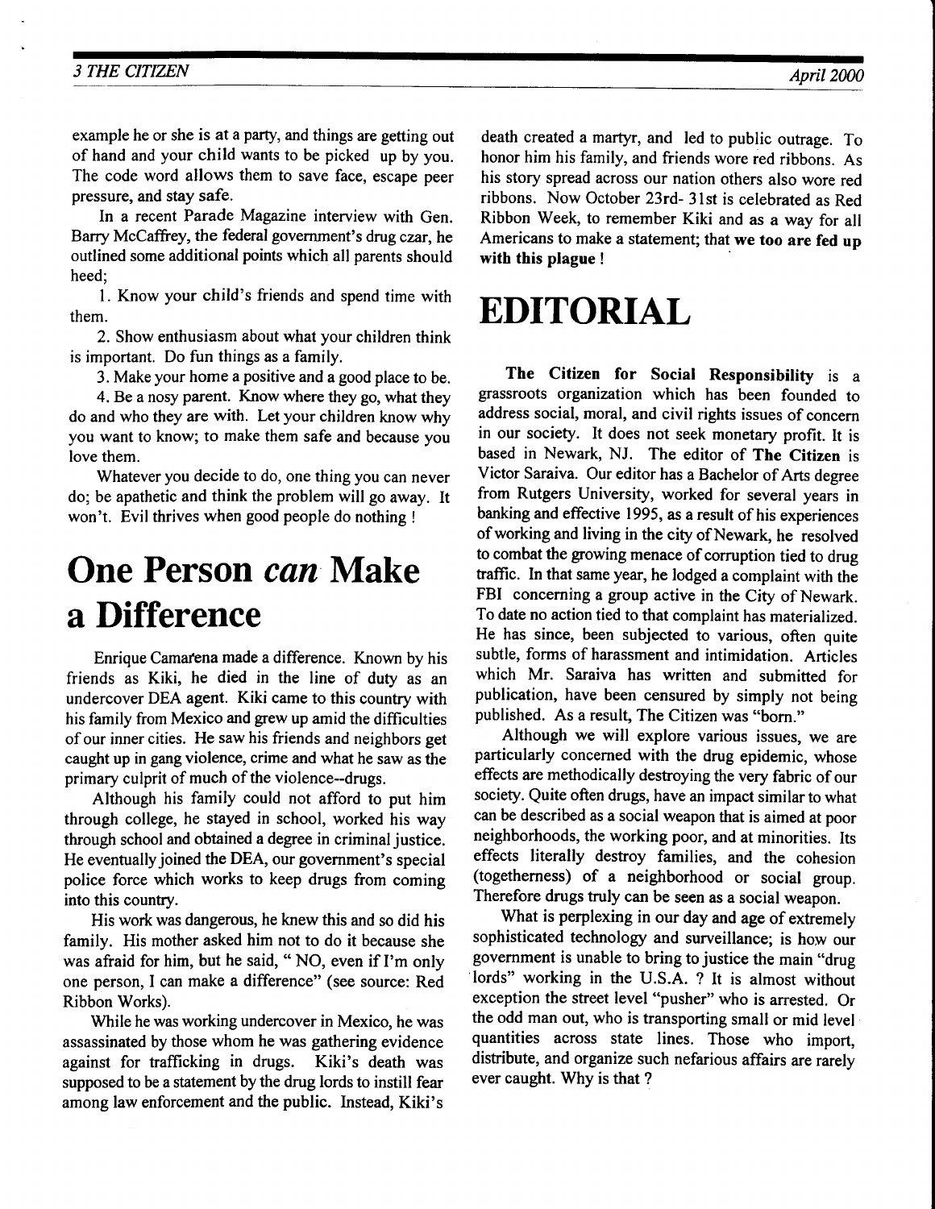example he or she is at a party, and things are getting out of hand and your child wants to be picked up by you. The code word allows them to save face, escape peer pressure, and stay safe.

In a recent Parade Magazine interview with Gen. Barry McCaffrey, the federal government's drug czar, he outlined some additional points which all parents should heed;

1. Know your child's friends and spend time with them.

2. Show enthusiasm about what your children think is important. Do fun things as a family.

3. Make your home a positive and a good place to be.

4. Be a nosy parent. Know where they go, what they do and who they are with. Let your children know why you want to know; to make them safe and because you love them.

Whatever you decide to do, one thing you can never do; be apathetic and think the problem will go away. It won't. Evil thrives when good people do nothing !

# One Person *can* Make a Difference

Enrique Camarena made a difference. Known by his friends as Kiki, he died in the line of duty as an undercover DEA agent. Kiki came to this country with his family from Mexico and grew up amid the difficulties of our inner cities. He saw his friends and neighbors get caught up in gang violence, crime and what he saw as the primary culprit of much of the violence--drugs.

Although his family could not afford to put him through college, he stayed in school, worked his way through school and obtained a degree in criminal justice. He eventually joined the DEA, our government's special police force which works to keep drugs from coming into this country.

His work was dangerous, he knew this and so did his family. His mother asked him not to do it because she was afraid for him, but he said, " NO, even if I'm only one person, I can make a difference" (see source: Red Ribbon Works).

While he was working undercover in Mexico, he was assassinated by those whom he was gathering evidence against for trafficking in drugs. Kiki's death was supposed to be a statement by the drug lords to instill fear among law enforcement and the public. Instead, Kiki's death created a martyr, and led to public outrage. To honor him his family, and friends wore red ribbons. As his story spread across our nation others also wore red ribbons. Now October 23rd- 31st is celebrated as Red Ribbon Week, to remember Kiki and as a way for all Americans to make a statement; that **we too are fed up with this plague !**

# EDITORIAL

**The Citizen for Social Responsibility** is a grassroots organization which has been founded to address social, moral, and civil rights issues of concern in our society. It does not seek monetary profit. It is based in Newark, NJ. The editor of **The Citizen** is Victor Saraiva. Our editor has a Bachelor of Arts degree from Rutgers University, worked for several years in banking and effective 1995, as a result of his experiences of working and living in the city of Newark, he resolved to combat the growing menace of corruption tied to drug traffic. In that same year, he lodged a complaint with the FBI concerning a group active in the City of Newark. To date no action tied to that complaint has materialized. He has since, been subjected to various, often quite subtle, forms of harassment and intimidation. Articles which Mr. Saraiva has written and submitted for publication, have been censured by simply not being published. As a result, The Citizen was "born."

Although we will explore various issues, we are particularly concerned with the drug epidemic, whose effects are methodically destroying the very fabric of our society. Quite often drugs, have an impact similar to what can be described as a social weapon that is aimed at poor neighborhoods, the working poor, and at minorities. Its effects literally destroy families, and the cohesion (togetherness) of a neighborhood or social group. Therefore drugs truly can be seen as a social weapon.

What is perplexing in our day and age of extremely sophisticated technology and surveillance; is how our government is unable to bring to justice the main "drug lords" working in the U.S.A. ? It is almost without exception the street level "pusher" who is arrested. Or the odd man out, who is transporting small or mid level quantities across state lines. Those who import, distribute, and organize such nefarious affairs are rarely ever caught. Why is that ?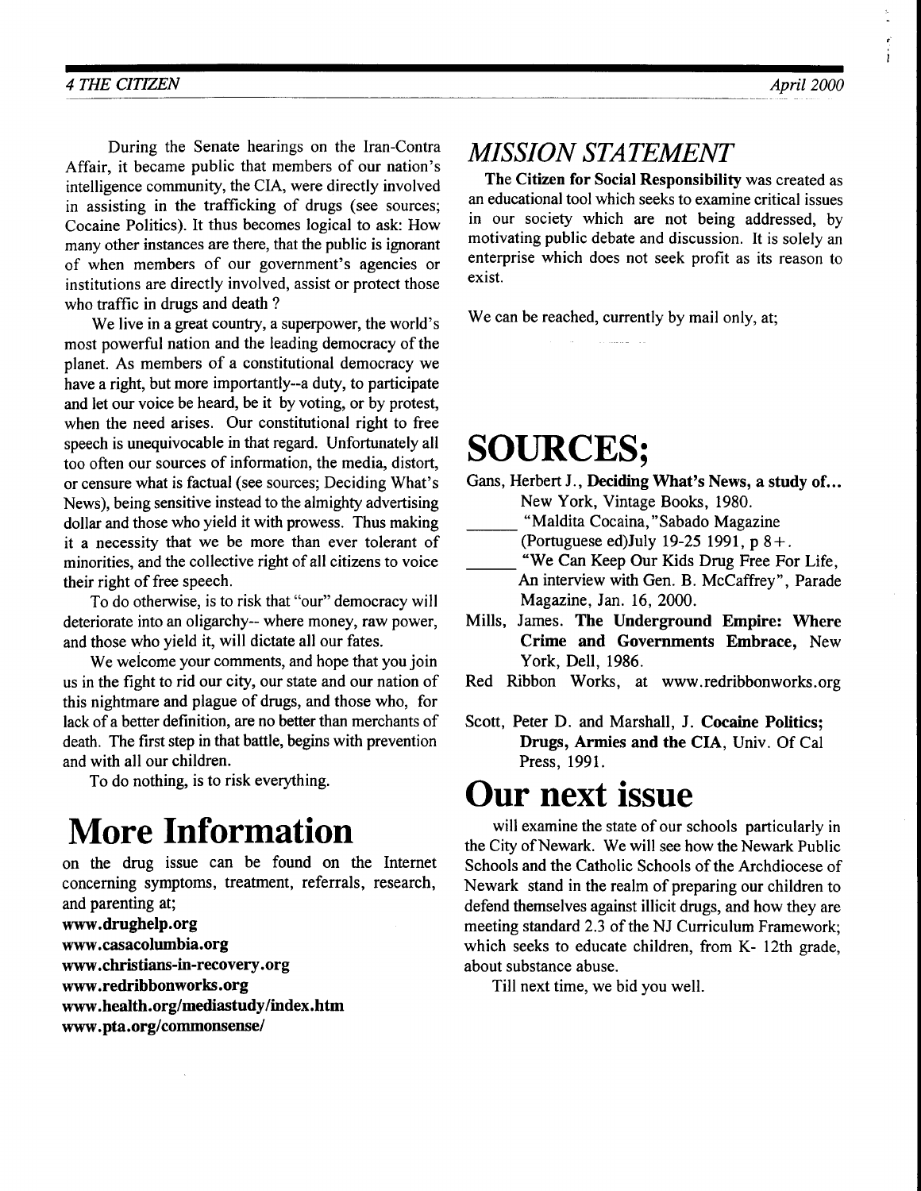During the Senate hearings on the Iran-Contra Affair, it became public that members of our nation's intelligence community, the CIA, were directly involved in assisting in the trafficking of drugs (see sources; Cocaine Politics). It thus becomes logical to ask: How many other instances are there, that the public is ignorant of when members of our government's agencies or institutions are directly involved, assist or protect those who traffic in drugs and death ?

We live in a great country, a superpower, the world's most powerful nation and the leading democracy of the planet. As members of a constitutional democracy we have a right, but more importantly--a duty, to participate and let our voice be heard, be it by voting, or by protest, when the need arises. Our constitutional right to free speech is unequivocable in that regard. Unfortunately all too often our sources of information, the media, distort, or censure what is factual (see sources; Deciding What's News), being sensitive instead to the almighty advertising dollar and those who yield it with prowess. Thus making it a necessity that we be more than ever tolerant of minorities, and the collective right of all citizens to voice their right of free speech.

To do otherwise, is to risk that "our" democracy will deteriorate into an oligarchy-- where money, raw power, and those who yield it, will dictate all our fates.

We welcome your comments, and hope that you join us in the fight to rid our city, our state and our nation of this nightmare and plague of drugs, and those who, for lack of a better definition, are no better than merchants of death. The first step in that battle, begins with prevention and with all our children.

To do nothing, is to risk everything.

# More Information

on the drug issue can be found on the Internet concerning symptoms, treatment, referrals, research, and parenting at;

**www.drughelp.org**
**www.casacolumbia.org**
**www.christians-in-recovery.org**
**www.redribbonworks.org**
**www.health.org/mediastudy/index.htm**
**www.pta.org/commonsense/**

## *MISSION STATEMENT*

**The Citizen for Social Responsibility** was created as an educational tool which seeks to examine critical issues in our society which are not being addressed, by motivating public debate and discussion. It is solely an enterprise which does not seek profit as its reason to exist.

We can be reached, currently by mail only, at;

# SOURCES;

Gans, Herbert J., **Deciding What's News, a study of...** New York, Vintage Books, 1980.

______ "Maldita Cocaina,"Sabado Magazine (Portuguese ed)July 19-25 1991, p 8+.

______ "We Can Keep Our Kids Drug Free For Life, An interview with Gen. B. McCaffrey", Parade Magazine, Jan. 16, 2000.

Mills, James. **The Underground Empire: Where Crime and Governments Embrace,** New York, Dell, 1986.

Red Ribbon Works, at www.redribbonworks.org

Scott, Peter D. and Marshall, J. **Cocaine Politics; Drugs, Armies and the CIA**, Univ. Of Cal Press, 1991.

# Our next issue

will examine the state of our schools particularly in the City of Newark. We will see how the Newark Public Schools and the Catholic Schools of the Archdiocese of Newark stand in the realm of preparing our children to defend themselves against illicit drugs, and how they are meeting standard 2.3 of the NJ Curriculum Framework; which seeks to educate children, from K- 12th grade, about substance abuse.

Till next time, we bid you well.